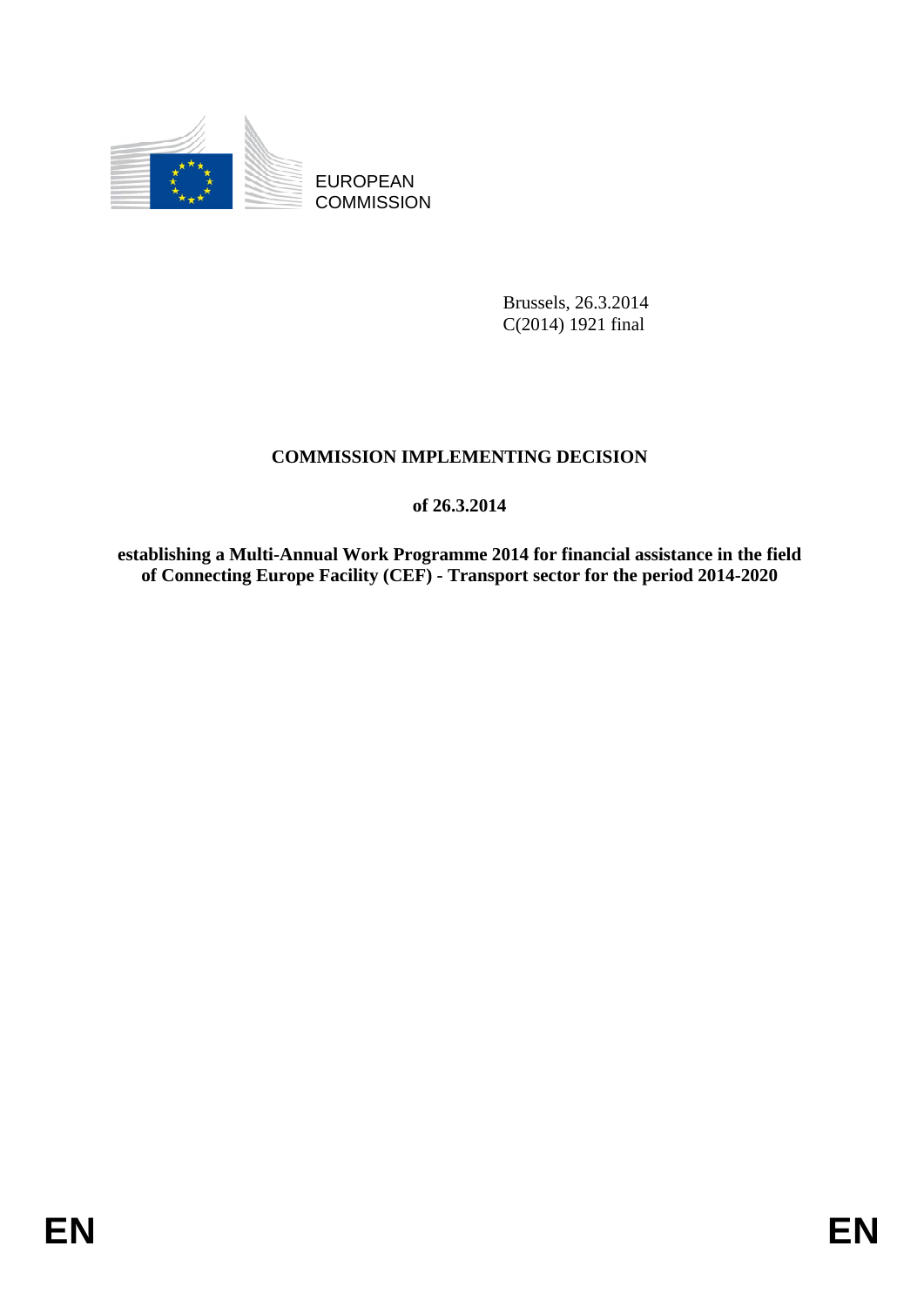EUROPEAN COMMISSION

Brussels, 26.3.2014
C(2014) 1921 final

# COMMISSION IMPLEMENTING DECISION

## of 26.3.2014

## establishing a Multi-Annual Work Programme 2014 for financial assistance in the field of Connecting Europe Facility (CEF) - Transport sector for the period 2014-2020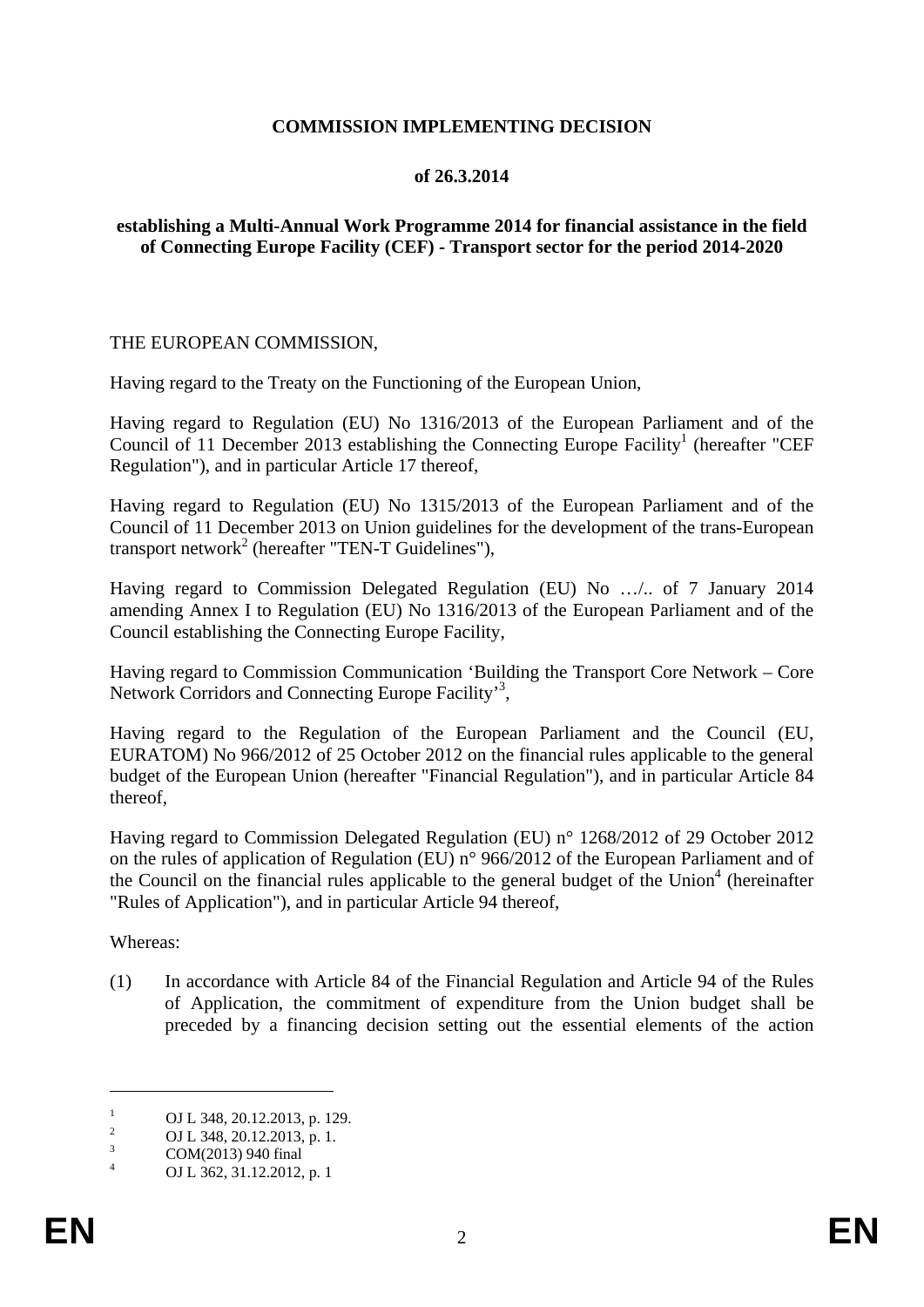**COMMISSION IMPLEMENTING DECISION**

**of 26.3.2014**

**establishing a Multi-Annual Work Programme 2014 for financial assistance in the field of Connecting Europe Facility (CEF) - Transport sector for the period 2014-2020**

THE EUROPEAN COMMISSION,

Having regard to the Treaty on the Functioning of the European Union,

Having regard to Regulation (EU) No 1316/2013 of the European Parliament and of the Council of 11 December 2013 establishing the Connecting Europe Facility[1] (hereafter "CEF Regulation"), and in particular Article 17 thereof,

Having regard to Regulation (EU) No 1315/2013 of the European Parliament and of the Council of 11 December 2013 on Union guidelines for the development of the trans-European transport network[2] (hereafter "TEN-T Guidelines"),

Having regard to Commission Delegated Regulation (EU) No …/.. of 7 January 2014 amending Annex I to Regulation (EU) No 1316/2013 of the European Parliament and of the Council establishing the Connecting Europe Facility,

Having regard to Commission Communication 'Building the Transport Core Network – Core Network Corridors and Connecting Europe Facility'[3],

Having regard to the Regulation of the European Parliament and the Council (EU, EURATOM) No 966/2012 of 25 October 2012 on the financial rules applicable to the general budget of the European Union (hereafter "Financial Regulation"), and in particular Article 84 thereof,

Having regard to Commission Delegated Regulation (EU) n° 1268/2012 of 29 October 2012 on the rules of application of Regulation (EU) n° 966/2012 of the European Parliament and of the Council on the financial rules applicable to the general budget of the Union[4] (hereinafter "Rules of Application"), and in particular Article 94 thereof,

Whereas:

(1) In accordance with Article 84 of the Financial Regulation and Article 94 of the Rules of Application, the commitment of expenditure from the Union budget shall be preceded by a financing decision setting out the essential elements of the action

---

[1] OJ L 348, 20.12.2013, p. 129.

[2] OJ L 348, 20.12.2013, p. 1.

[3] COM(2013) 940 final

[4] OJ L 362, 31.12.2012, p. 1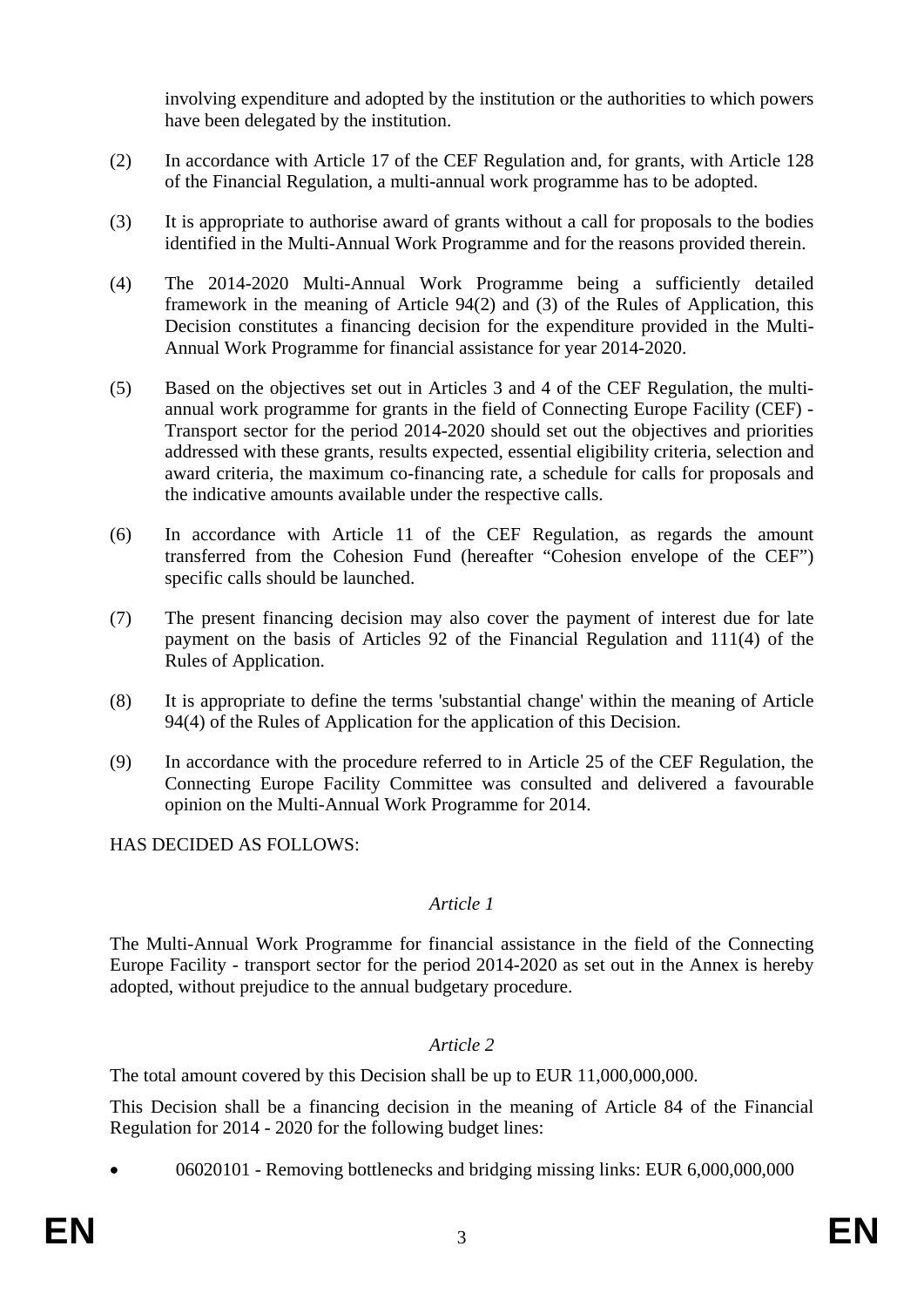involving expenditure and adopted by the institution or the authorities to which powers have been delegated by the institution.

(2) In accordance with Article 17 of the CEF Regulation and, for grants, with Article 128 of the Financial Regulation, a multi-annual work programme has to be adopted.

(3) It is appropriate to authorise award of grants without a call for proposals to the bodies identified in the Multi-Annual Work Programme and for the reasons provided therein.

(4) The 2014-2020 Multi-Annual Work Programme being a sufficiently detailed framework in the meaning of Article 94(2) and (3) of the Rules of Application, this Decision constitutes a financing decision for the expenditure provided in the Multi-Annual Work Programme for financial assistance for year 2014-2020.

(5) Based on the objectives set out in Articles 3 and 4 of the CEF Regulation, the multi-annual work programme for grants in the field of Connecting Europe Facility (CEF) - Transport sector for the period 2014-2020 should set out the objectives and priorities addressed with these grants, results expected, essential eligibility criteria, selection and award criteria, the maximum co-financing rate, a schedule for calls for proposals and the indicative amounts available under the respective calls.

(6) In accordance with Article 11 of the CEF Regulation, as regards the amount transferred from the Cohesion Fund (hereafter "Cohesion envelope of the CEF") specific calls should be launched.

(7) The present financing decision may also cover the payment of interest due for late payment on the basis of Articles 92 of the Financial Regulation and 111(4) of the Rules of Application.

(8) It is appropriate to define the terms 'substantial change' within the meaning of Article 94(4) of the Rules of Application for the application of this Decision.

(9) In accordance with the procedure referred to in Article 25 of the CEF Regulation, the Connecting Europe Facility Committee was consulted and delivered a favourable opinion on the Multi-Annual Work Programme for 2014.

HAS DECIDED AS FOLLOWS:

*Article 1*

The Multi-Annual Work Programme for financial assistance in the field of the Connecting Europe Facility - transport sector for the period 2014-2020 as set out in the Annex is hereby adopted, without prejudice to the annual budgetary procedure.

*Article 2*

The total amount covered by this Decision shall be up to EUR 11,000,000,000.

This Decision shall be a financing decision in the meaning of Article 84 of the Financial Regulation for 2014 - 2020 for the following budget lines:

- 06020101 - Removing bottlenecks and bridging missing links: EUR 6,000,000,000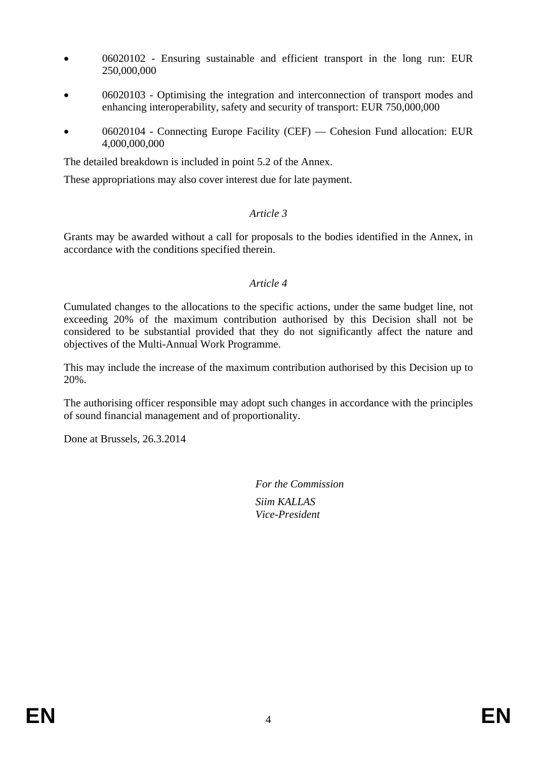- 06020102 - Ensuring sustainable and efficient transport in the long run: EUR 250,000,000
- 06020103 - Optimising the integration and interconnection of transport modes and enhancing interoperability, safety and security of transport: EUR 750,000,000
- 06020104 - Connecting Europe Facility (CEF) — Cohesion Fund allocation: EUR 4,000,000,000

The detailed breakdown is included in point 5.2 of the Annex.

These appropriations may also cover interest due for late payment.

*Article 3*

Grants may be awarded without a call for proposals to the bodies identified in the Annex, in accordance with the conditions specified therein.

*Article 4*

Cumulated changes to the allocations to the specific actions, under the same budget line, not exceeding 20% of the maximum contribution authorised by this Decision shall not be considered to be substantial provided that they do not significantly affect the nature and objectives of the Multi-Annual Work Programme.

This may include the increase of the maximum contribution authorised by this Decision up to 20%.

The authorising officer responsible may adopt such changes in accordance with the principles of sound financial management and of proportionality.

Done at Brussels, 26.3.2014

*For the Commission*

*Siim KALLAS*
*Vice-President*